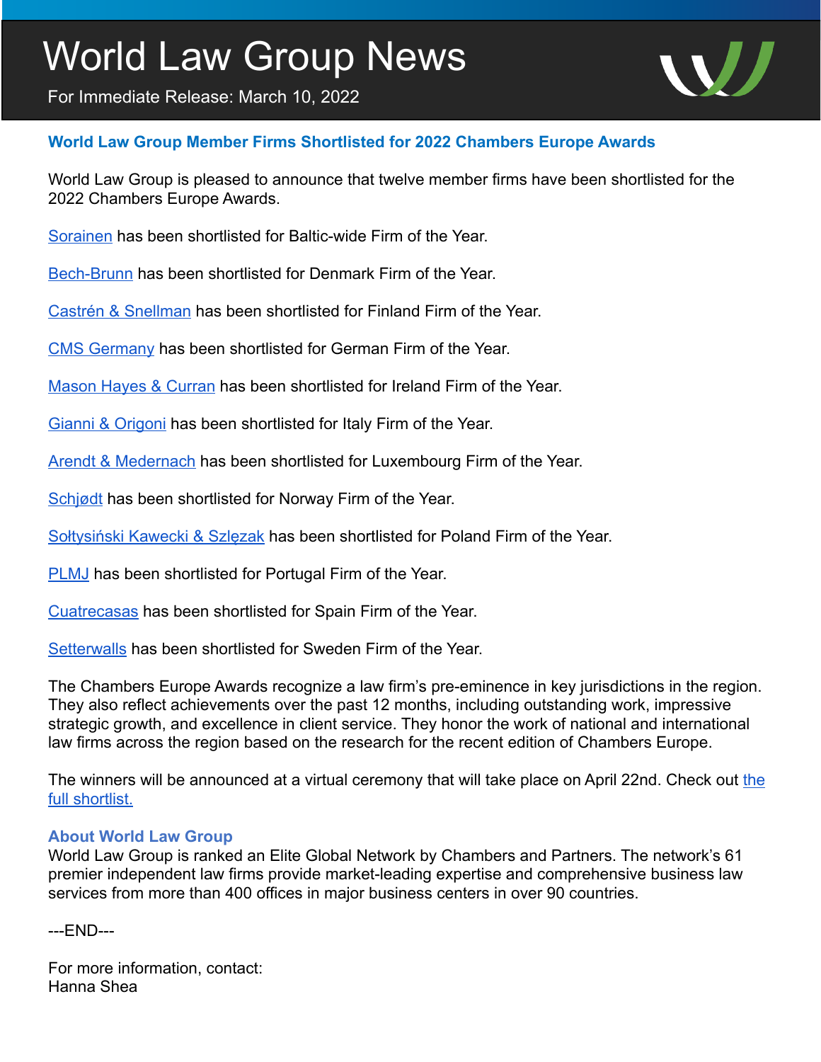# World Law Group News

For Immediate Release: March 10, 2022

## World Law Group Member Firms Shortlisted for 2022 Chambers Europe Awards

World Law Group is pleased to announce that twelve member firms have been shortlisted for the 2022 Chambers Europe Awards.

Sorainen has been shortlisted for Baltic-wide Firm of the Year.

Bech-Brunn has been shortlisted for Denmark Firm of the Year.

Castrén & Snellman has been shortlisted for Finland Firm of the Year.

CMS Germany has been shortlisted for German Firm of the Year.

Mason Hayes & Curran has been shortlisted for Ireland Firm of the Year.

Gianni & Origoni has been shortlisted for Italy Firm of the Year.

Arendt & Medernach has been shortlisted for Luxembourg Firm of the Year.

Schjødt has been shortlisted for Norway Firm of the Year.

Sołtysiński Kawecki & Szlęzak has been shortlisted for Poland Firm of the Year.

PLMJ has been shortlisted for Portugal Firm of the Year.

Cuatrecasas has been shortlisted for Spain Firm of the Year.

Setterwalls has been shortlisted for Sweden Firm of the Year.

The Chambers Europe Awards recognize a law firm's pre-eminence in key jurisdictions in the region. They also reflect achievements over the past 12 months, including outstanding work, impressive strategic growth, and excellence in client service. They honor the work of national and international law firms across the region based on the research for the recent edition of Chambers Europe.

The winners will be announced at a virtual ceremony that will take place on April 22nd. Check out the full shortlist.

### About World Law Group

World Law Group is ranked an Elite Global Network by Chambers and Partners. The network's 61 premier independent law firms provide market-leading expertise and comprehensive business law services from more than 400 offices in major business centers in over 90 countries.

---END---

For more information, contact:
Hanna Shea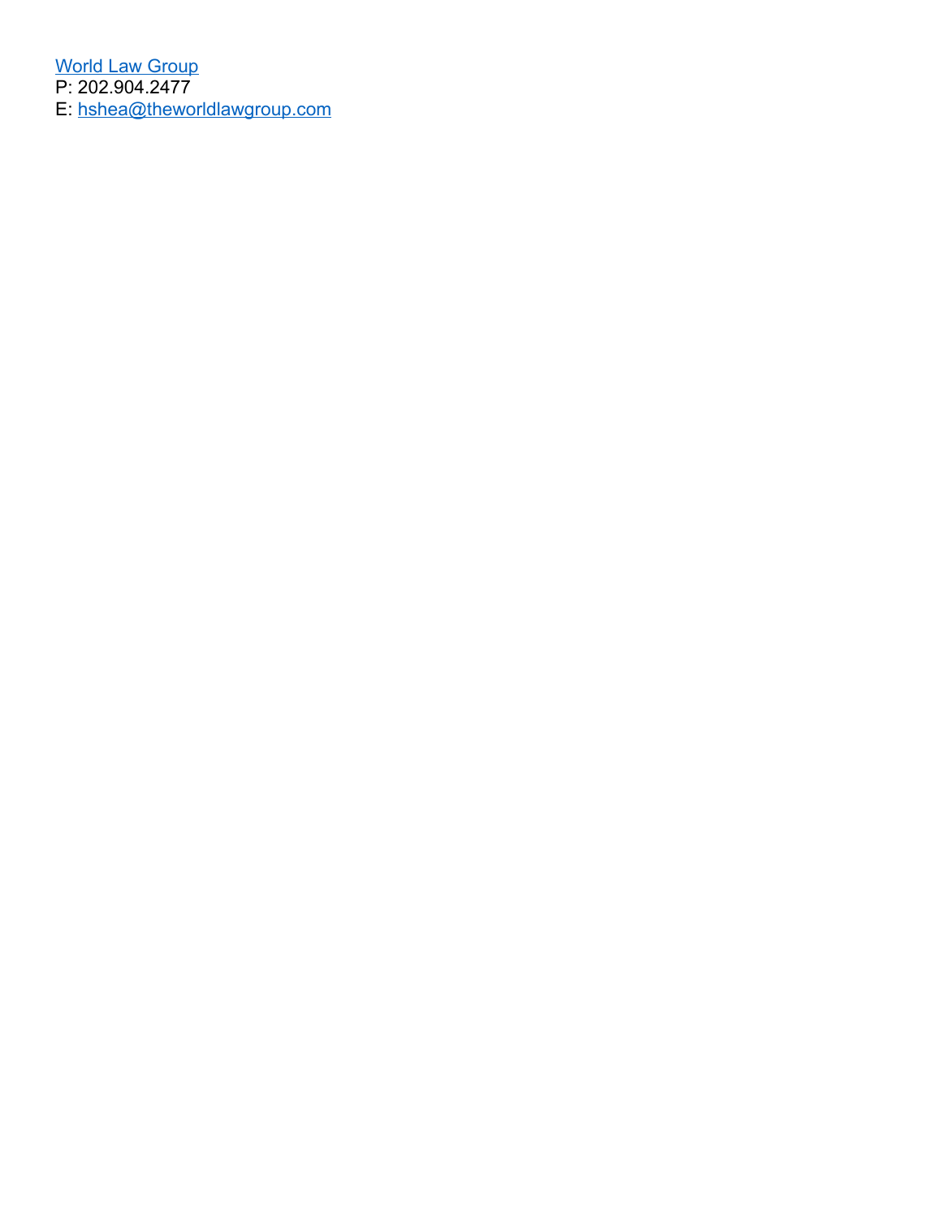World Law Group
P: 202.904.2477
E: hshea@theworldlawgroup.com